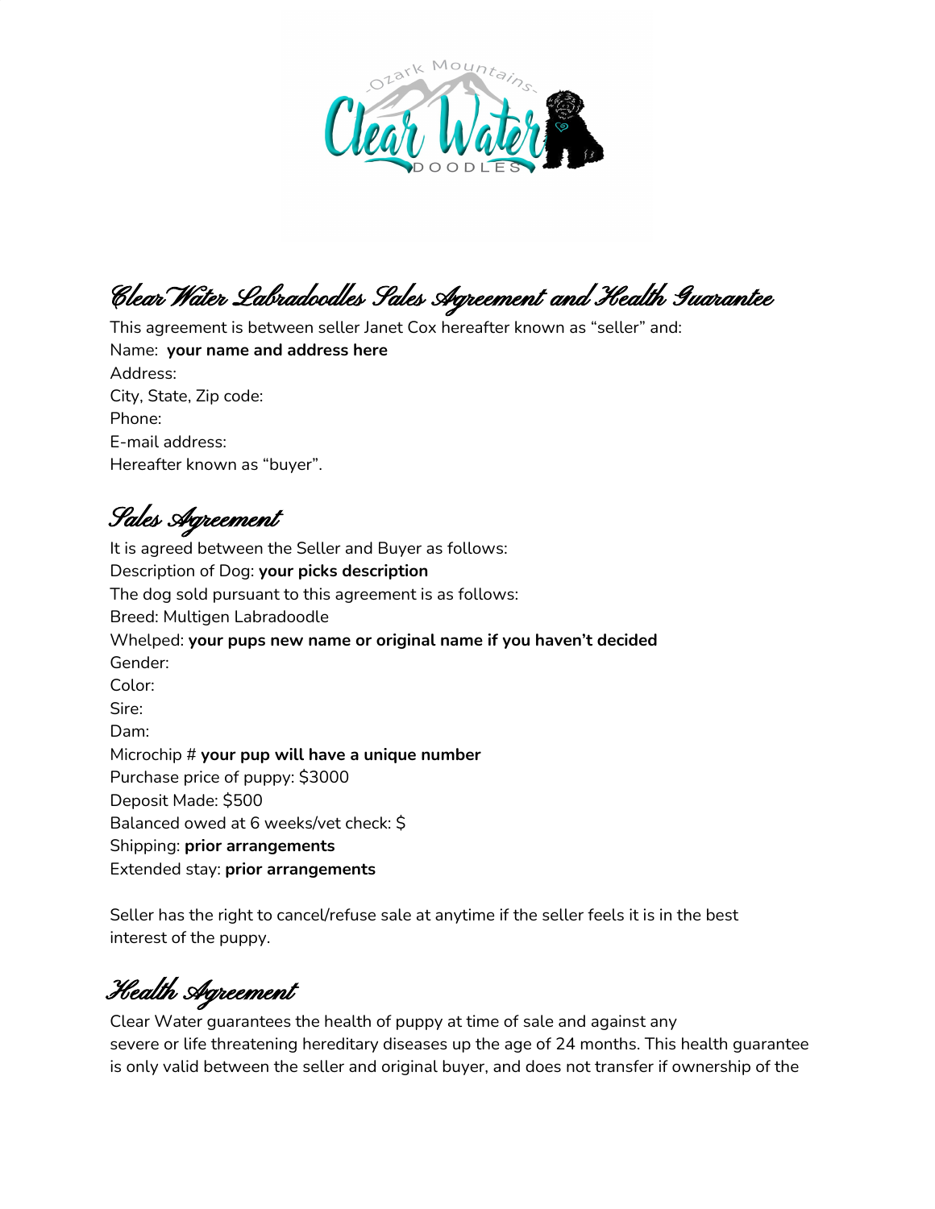# Clear Water Labradoodles Sales Agreement and Health Guarantee

This agreement is between seller Janet Cox hereafter known as "seller" and:
Name: **your name and address here**
Address:
City, State, Zip code:
Phone:
E-mail address:
Hereafter known as "buyer".

## Sales Agreement

It is agreed between the Seller and Buyer as follows:
Description of Dog: **your picks description**
The dog sold pursuant to this agreement is as follows:
Breed: Multigen Labradoodle
Whelped: **your pups new name or original name if you haven't decided**
Gender:
Color:
Sire:
Dam:
Microchip # **your pup will have a unique number**
Purchase price of puppy: $3000
Deposit Made: $500
Balanced owed at 6 weeks/vet check: $
Shipping: **prior arrangements**
Extended stay: **prior arrangements**

Seller has the right to cancel/refuse sale at anytime if the seller feels it is in the best interest of the puppy.

## Health Agreement

Clear Water guarantees the health of puppy at time of sale and against any severe or life threatening hereditary diseases up the age of 24 months. This health guarantee is only valid between the seller and original buyer, and does not transfer if ownership of the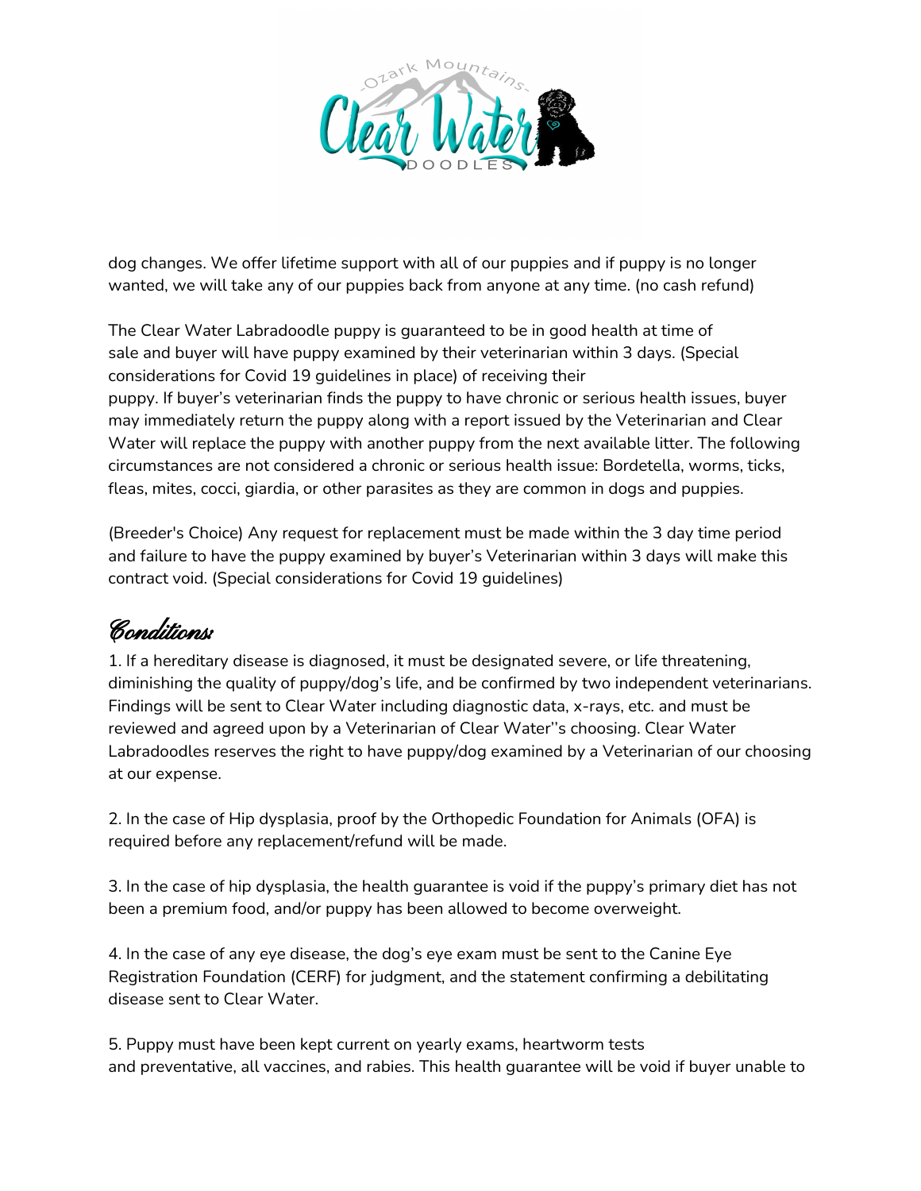dog changes. We offer lifetime support with all of our puppies and if puppy is no longer wanted, we will take any of our puppies back from anyone at any time. (no cash refund)

The Clear Water Labradoodle puppy is guaranteed to be in good health at time of sale and buyer will have puppy examined by their veterinarian within 3 days. (Special considerations for Covid 19 guidelines in place) of receiving their puppy. If buyer's veterinarian finds the puppy to have chronic or serious health issues, buyer may immediately return the puppy along with a report issued by the Veterinarian and Clear Water will replace the puppy with another puppy from the next available litter. The following circumstances are not considered a chronic or serious health issue: Bordetella, worms, ticks, fleas, mites, cocci, giardia, or other parasites as they are common in dogs and puppies.

(Breeder's Choice) Any request for replacement must be made within the 3 day time period and failure to have the puppy examined by buyer's Veterinarian within 3 days will make this contract void. (Special considerations for Covid 19 guidelines)

## Conditions:

1. If a hereditary disease is diagnosed, it must be designated severe, or life threatening, diminishing the quality of puppy/dog's life, and be confirmed by two independent veterinarians. Findings will be sent to Clear Water including diagnostic data, x-rays, etc. and must be reviewed and agreed upon by a Veterinarian of Clear Water''s choosing. Clear Water Labradoodles reserves the right to have puppy/dog examined by a Veterinarian of our choosing at our expense.

2. In the case of Hip dysplasia, proof by the Orthopedic Foundation for Animals (OFA) is required before any replacement/refund will be made.

3. In the case of hip dysplasia, the health guarantee is void if the puppy's primary diet has not been a premium food, and/or puppy has been allowed to become overweight.

4. In the case of any eye disease, the dog's eye exam must be sent to the Canine Eye Registration Foundation (CERF) for judgment, and the statement confirming a debilitating disease sent to Clear Water.

5. Puppy must have been kept current on yearly exams, heartworm tests and preventative, all vaccines, and rabies. This health guarantee will be void if buyer unable to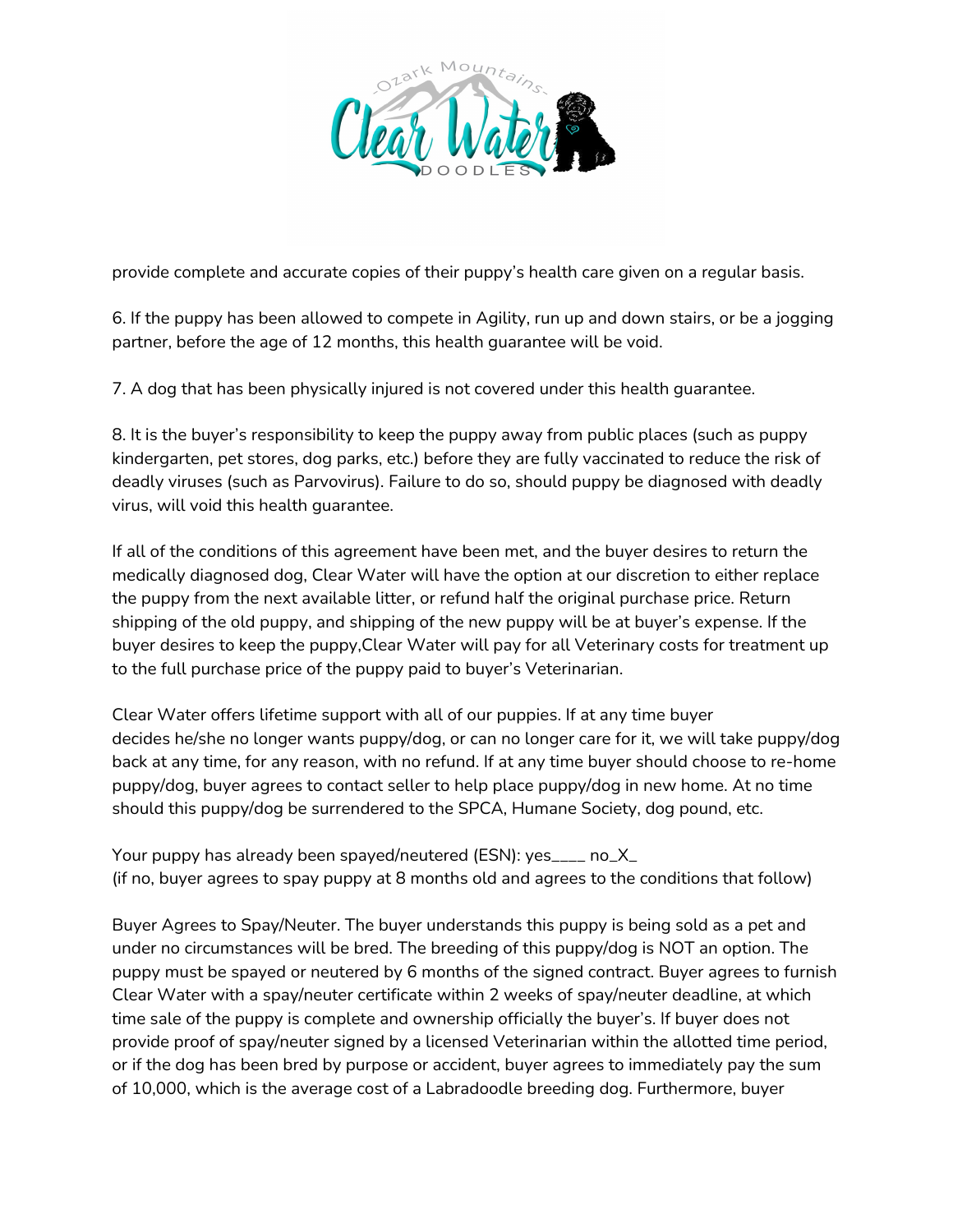provide complete and accurate copies of their puppy's health care given on a regular basis.

6. If the puppy has been allowed to compete in Agility, run up and down stairs, or be a jogging partner, before the age of 12 months, this health guarantee will be void.

7. A dog that has been physically injured is not covered under this health guarantee.

8. It is the buyer's responsibility to keep the puppy away from public places (such as puppy kindergarten, pet stores, dog parks, etc.) before they are fully vaccinated to reduce the risk of deadly viruses (such as Parvovirus). Failure to do so, should puppy be diagnosed with deadly virus, will void this health guarantee.

If all of the conditions of this agreement have been met, and the buyer desires to return the medically diagnosed dog, Clear Water will have the option at our discretion to either replace the puppy from the next available litter, or refund half the original purchase price. Return shipping of the old puppy, and shipping of the new puppy will be at buyer's expense. If the buyer desires to keep the puppy,Clear Water will pay for all Veterinary costs for treatment up to the full purchase price of the puppy paid to buyer's Veterinarian.

Clear Water offers lifetime support with all of our puppies. If at any time buyer decides he/she no longer wants puppy/dog, or can no longer care for it, we will take puppy/dog back at any time, for any reason, with no refund. If at any time buyer should choose to re-home puppy/dog, buyer agrees to contact seller to help place puppy/dog in new home. At no time should this puppy/dog be surrendered to the SPCA, Humane Society, dog pound, etc.

Your puppy has already been spayed/neutered (ESN): yes____ no_X_
(if no, buyer agrees to spay puppy at 8 months old and agrees to the conditions that follow)

Buyer Agrees to Spay/Neuter. The buyer understands this puppy is being sold as a pet and under no circumstances will be bred. The breeding of this puppy/dog is NOT an option. The puppy must be spayed or neutered by 6 months of the signed contract. Buyer agrees to furnish Clear Water with a spay/neuter certificate within 2 weeks of spay/neuter deadline, at which time sale of the puppy is complete and ownership officially the buyer's. If buyer does not provide proof of spay/neuter signed by a licensed Veterinarian within the allotted time period, or if the dog has been bred by purpose or accident, buyer agrees to immediately pay the sum of 10,000, which is the average cost of a Labradoodle breeding dog. Furthermore, buyer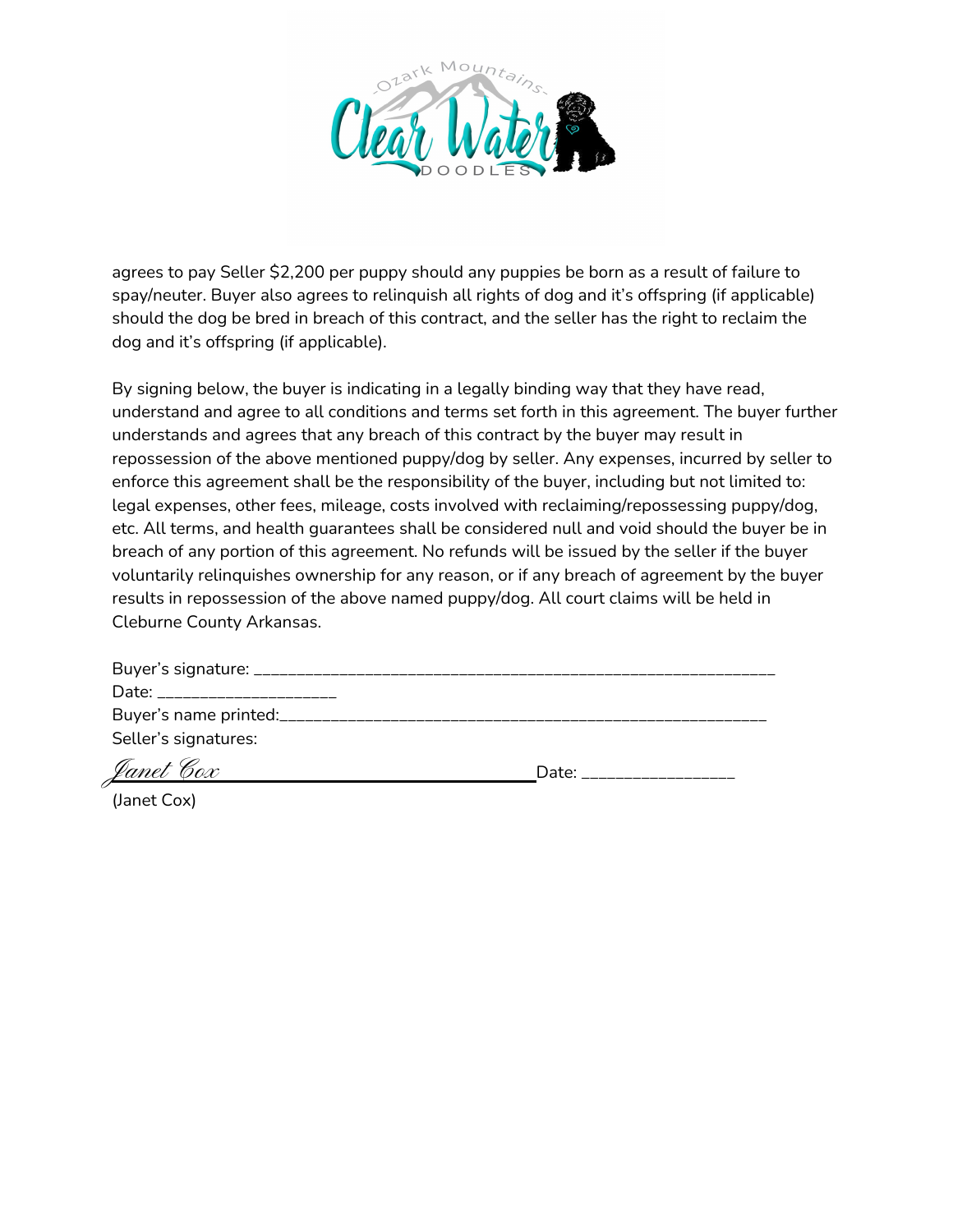agrees to pay Seller $2,200 per puppy should any puppies be born as a result of failure to spay/neuter. Buyer also agrees to relinquish all rights of dog and it's offspring (if applicable) should the dog be bred in breach of this contract, and the seller has the right to reclaim the dog and it's offspring (if applicable).

By signing below, the buyer is indicating in a legally binding way that they have read, understand and agree to all conditions and terms set forth in this agreement. The buyer further understands and agrees that any breach of this contract by the buyer may result in repossession of the above mentioned puppy/dog by seller. Any expenses, incurred by seller to enforce this agreement shall be the responsibility of the buyer, including but not limited to: legal expenses, other fees, mileage, costs involved with reclaiming/repossessing puppy/dog, etc. All terms, and health guarantees shall be considered null and void should the buyer be in breach of any portion of this agreement. No refunds will be issued by the seller if the buyer voluntarily relinquishes ownership for any reason, or if any breach of agreement by the buyer results in repossession of the above named puppy/dog. All court claims will be held in Cleburne County Arkansas.

Buyer's signature: ______________________________________________________________

Date: ____________________

Buyer's name printed:_________________________________________________________

Seller's signatures:

*Janet Cox* Date: _________________

(Janet Cox)